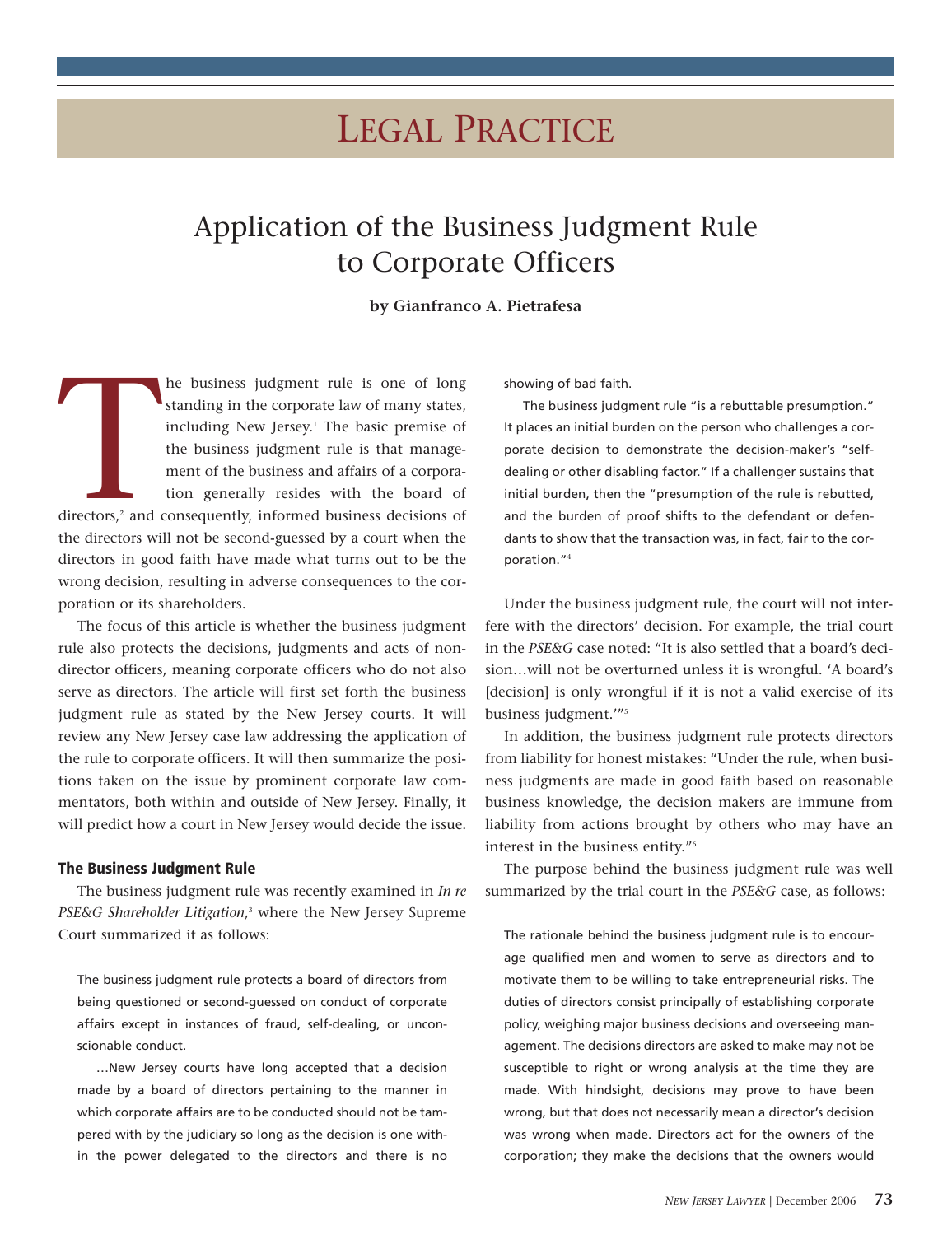# Legal Practice

## Application of the Business Judgment Rule to Corporate Officers

**by Gianfranco A. Pietrafesa**

The business judgment rule is one of long standing in the corporate law of many states, including New Jersey.[1] The basic premise of the business judgment rule is that management of the business and affairs of a corporation generally resides with the board of directors,[2] and consequently, informed business decisions of the directors will not be second-guessed by a court when the directors in good faith have made what turns out to be the wrong decision, resulting in adverse consequences to the corporation or its shareholders.

The focus of this article is whether the business judgment rule also protects the decisions, judgments and acts of non-director officers, meaning corporate officers who do not also serve as directors. The article will first set forth the business judgment rule as stated by the New Jersey courts. It will review any New Jersey case law addressing the application of the rule to corporate officers. It will then summarize the positions taken on the issue by prominent corporate law commentators, both within and outside of New Jersey. Finally, it will predict how a court in New Jersey would decide the issue.

### The Business Judgment Rule

The business judgment rule was recently examined in *In re PSE&G Shareholder Litigation*,[3] where the New Jersey Supreme Court summarized it as follows:

> The business judgment rule protects a board of directors from being questioned or second-guessed on conduct of corporate affairs except in instances of fraud, self-dealing, or unconscionable conduct.
>
> …New Jersey courts have long accepted that a decision made by a board of directors pertaining to the manner in which corporate affairs are to be conducted should not be tampered with by the judiciary so long as the decision is one within the power delegated to the directors and there is no showing of bad faith.
>
> The business judgment rule "is a rebuttable presumption." It places an initial burden on the person who challenges a corporate decision to demonstrate the decision-maker's "self-dealing or other disabling factor." If a challenger sustains that initial burden, then the "presumption of the rule is rebutted, and the burden of proof shifts to the defendant or defendants to show that the transaction was, in fact, fair to the corporation."[4]

Under the business judgment rule, the court will not interfere with the directors' decision. For example, the trial court in the *PSE&G* case noted: "It is also settled that a board's decision…will not be overturned unless it is wrongful. 'A board's [decision] is only wrongful if it is not a valid exercise of its business judgment.'"[5]

In addition, the business judgment rule protects directors from liability for honest mistakes: "Under the rule, when business judgments are made in good faith based on reasonable business knowledge, the decision makers are immune from liability from actions brought by others who may have an interest in the business entity."[6]

The purpose behind the business judgment rule was well summarized by the trial court in the *PSE&G* case, as follows:

> The rationale behind the business judgment rule is to encourage qualified men and women to serve as directors and to motivate them to be willing to take entrepreneurial risks. The duties of directors consist principally of establishing corporate policy, weighing major business decisions and overseeing management. The decisions directors are asked to make may not be susceptible to right or wrong analysis at the time they are made. With hindsight, decisions may prove to have been wrong, but that does not necessarily mean a director's decision was wrong when made. Directors act for the owners of the corporation; they make the decisions that the owners would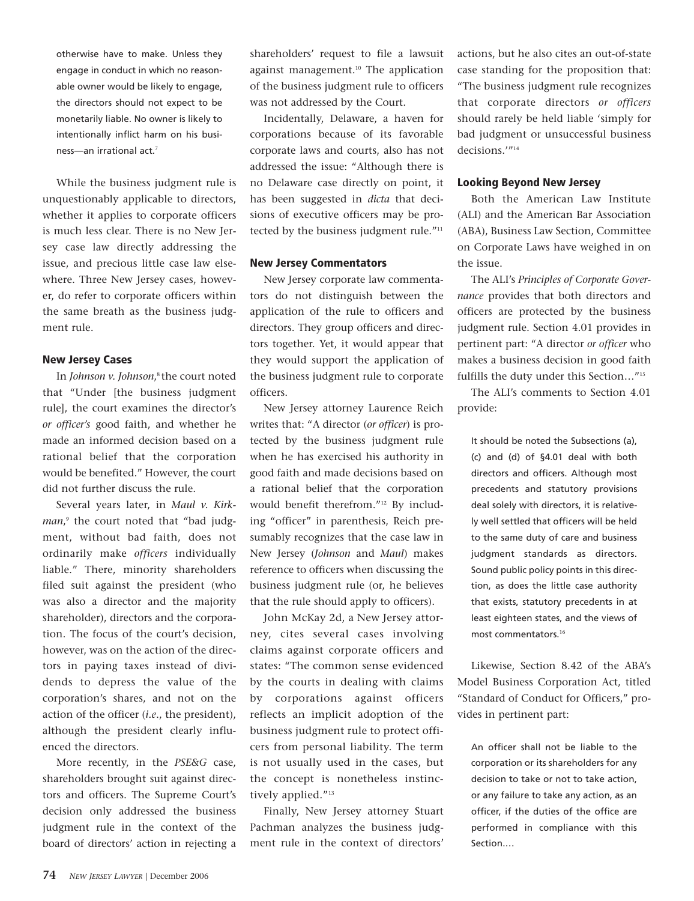otherwise have to make. Unless they engage in conduct in which no reasonable owner would be likely to engage, the directors should not expect to be monetarily liable. No owner is likely to intentionally inflict harm on his business—an irrational act.[7]

While the business judgment rule is unquestionably applicable to directors, whether it applies to corporate officers is much less clear. There is no New Jersey case law directly addressing the issue, and precious little case law elsewhere. Three New Jersey cases, however, do refer to corporate officers within the same breath as the business judgment rule.

### New Jersey Cases

In *Johnson v. Johnson*,[8] the court noted that "Under [the business judgment rule], the court examines the director's *or officer's* good faith, and whether he made an informed decision based on a rational belief that the corporation would be benefited." However, the court did not further discuss the rule.

Several years later, in *Maul v. Kirkman*,[9] the court noted that "bad judgment, without bad faith, does not ordinarily make *officers* individually liable." There, minority shareholders filed suit against the president (who was also a director and the majority shareholder), directors and the corporation. The focus of the court's decision, however, was on the action of the directors in paying taxes instead of dividends to depress the value of the corporation's shares, and not on the action of the officer (*i.e.*, the president), although the president clearly influenced the directors.

More recently, in the *PSE&G* case, shareholders brought suit against directors and officers. The Supreme Court's decision only addressed the business judgment rule in the context of the board of directors' action in rejecting a shareholders' request to file a lawsuit against management.[10] The application of the business judgment rule to officers was not addressed by the Court.

Incidentally, Delaware, a haven for corporations because of its favorable corporate laws and courts, also has not addressed the issue: "Although there is no Delaware case directly on point, it has been suggested in *dicta* that decisions of executive officers may be protected by the business judgment rule."[11]

### New Jersey Commentators

New Jersey corporate law commentators do not distinguish between the application of the rule to officers and directors. They group officers and directors together. Yet, it would appear that they would support the application of the business judgment rule to corporate officers.

New Jersey attorney Laurence Reich writes that: "A director (*or officer*) is protected by the business judgment rule when he has exercised his authority in good faith and made decisions based on a rational belief that the corporation would benefit therefrom."[12] By including "officer" in parenthesis, Reich presumably recognizes that the case law in New Jersey (*Johnson* and *Maul*) makes reference to officers when discussing the business judgment rule (or, he believes that the rule should apply to officers).

John McKay 2d, a New Jersey attorney, cites several cases involving claims against corporate officers and states: "The common sense evidenced by the courts in dealing with claims by corporations against officers reflects an implicit adoption of the business judgment rule to protect officers from personal liability. The term is not usually used in the cases, but the concept is nonetheless instinctively applied."[13]

Finally, New Jersey attorney Stuart Pachman analyzes the business judgment rule in the context of directors' actions, but he also cites an out-of-state case standing for the proposition that: "The business judgment rule recognizes that corporate directors *or officers* should rarely be held liable 'simply for bad judgment or unsuccessful business decisions.'"[14]

### Looking Beyond New Jersey

Both the American Law Institute (ALI) and the American Bar Association (ABA), Business Law Section, Committee on Corporate Laws have weighed in on the issue.

The ALI's *Principles of Corporate Governance* provides that both directors and officers are protected by the business judgment rule. Section 4.01 provides in pertinent part: "A director *or officer* who makes a business decision in good faith fulfills the duty under this Section…"[15]

The ALI's comments to Section 4.01 provide:

> It should be noted the Subsections (a), (c) and (d) of §4.01 deal with both directors and officers. Although most precedents and statutory provisions deal solely with directors, it is relatively well settled that officers will be held to the same duty of care and business judgment standards as directors. Sound public policy points in this direction, as does the little case authority that exists, statutory precedents in at least eighteen states, and the views of most commentators.[16]

Likewise, Section 8.42 of the ABA's Model Business Corporation Act, titled "Standard of Conduct for Officers," provides in pertinent part:

> An officer shall not be liable to the corporation or its shareholders for any decision to take or not to take action, or any failure to take any action, as an officer, if the duties of the office are performed in compliance with this Section.…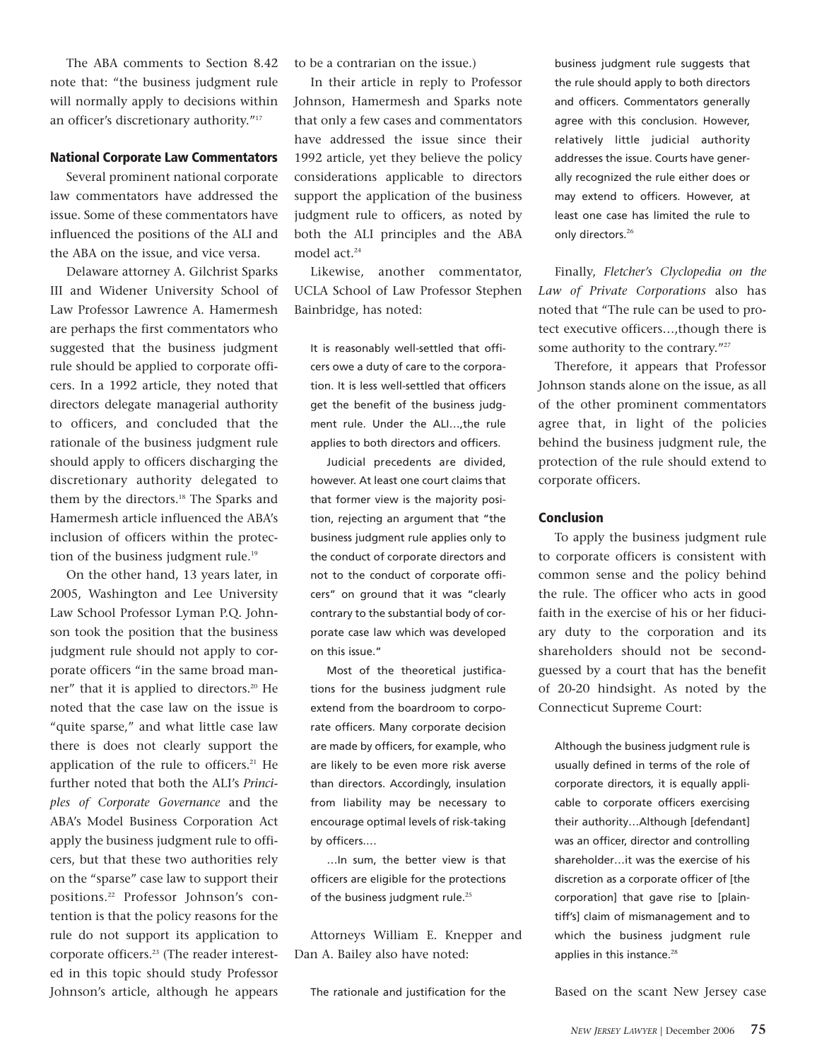The ABA comments to Section 8.42 note that: "the business judgment rule will normally apply to decisions within an officer's discretionary authority."[17]

## National Corporate Law Commentators

Several prominent national corporate law commentators have addressed the issue. Some of these commentators have influenced the positions of the ALI and the ABA on the issue, and vice versa.

Delaware attorney A. Gilchrist Sparks III and Widener University School of Law Professor Lawrence A. Hamermesh are perhaps the first commentators who suggested that the business judgment rule should be applied to corporate officers. In a 1992 article, they noted that directors delegate managerial authority to officers, and concluded that the rationale of the business judgment rule should apply to officers discharging the discretionary authority delegated to them by the directors.[18] The Sparks and Hamermesh article influenced the ABA's inclusion of officers within the protection of the business judgment rule.[19]

On the other hand, 13 years later, in 2005, Washington and Lee University Law School Professor Lyman P.Q. Johnson took the position that the business judgment rule should not apply to corporate officers "in the same broad manner" that it is applied to directors.[20] He noted that the case law on the issue is "quite sparse," and what little case law there is does not clearly support the application of the rule to officers.[21] He further noted that both the ALI's *Principles of Corporate Governance* and the ABA's Model Business Corporation Act apply the business judgment rule to officers, but that these two authorities rely on the "sparse" case law to support their positions.[22] Professor Johnson's contention is that the policy reasons for the rule do not support its application to corporate officers.[23] (The reader interested in this topic should study Professor Johnson's article, although he appears to be a contrarian on the issue.)

In their article in reply to Professor Johnson, Hamermesh and Sparks note that only a few cases and commentators have addressed the issue since their 1992 article, yet they believe the policy considerations applicable to directors support the application of the business judgment rule to officers, as noted by both the ALI principles and the ABA model act.[24]

Likewise, another commentator, UCLA School of Law Professor Stephen Bainbridge, has noted:

> It is reasonably well-settled that officers owe a duty of care to the corporation. It is less well-settled that officers get the benefit of the business judgment rule. Under the ALI…,the rule applies to both directors and officers.
>
> Judicial precedents are divided, however. At least one court claims that that former view is the majority position, rejecting an argument that "the business judgment rule applies only to the conduct of corporate directors and not to the conduct of corporate officers" on ground that it was "clearly contrary to the substantial body of corporate case law which was developed on this issue."
>
> Most of the theoretical justifications for the business judgment rule extend from the boardroom to corporate officers. Many corporate decision are made by officers, for example, who are likely to be even more risk averse than directors. Accordingly, insulation from liability may be necessary to encourage optimal levels of risk-taking by officers.…
>
> …In sum, the better view is that officers are eligible for the protections of the business judgment rule.[25]

Attorneys William E. Knepper and Dan A. Bailey also have noted:

> The rationale and justification for the business judgment rule suggests that the rule should apply to both directors and officers. Commentators generally agree with this conclusion. However, relatively little judicial authority addresses the issue. Courts have generally recognized the rule either does or may extend to officers. However, at least one case has limited the rule to only directors.[26]

Finally, *Fletcher's Clyclopedia on the Law of Private Corporations* also has noted that "The rule can be used to protect executive officers…,though there is some authority to the contrary."[27]

Therefore, it appears that Professor Johnson stands alone on the issue, as all of the other prominent commentators agree that, in light of the policies behind the business judgment rule, the protection of the rule should extend to corporate officers.

## Conclusion

To apply the business judgment rule to corporate officers is consistent with common sense and the policy behind the rule. The officer who acts in good faith in the exercise of his or her fiduciary duty to the corporation and its shareholders should not be second-guessed by a court that has the benefit of 20-20 hindsight. As noted by the Connecticut Supreme Court:

> Although the business judgment rule is usually defined in terms of the role of corporate directors, it is equally applicable to corporate officers exercising their authority…Although [defendant] was an officer, director and controlling shareholder…it was the exercise of his discretion as a corporate officer of [the corporation] that gave rise to [plaintiff's] claim of mismanagement and to which the business judgment rule applies in this instance.[28]

Based on the scant New Jersey case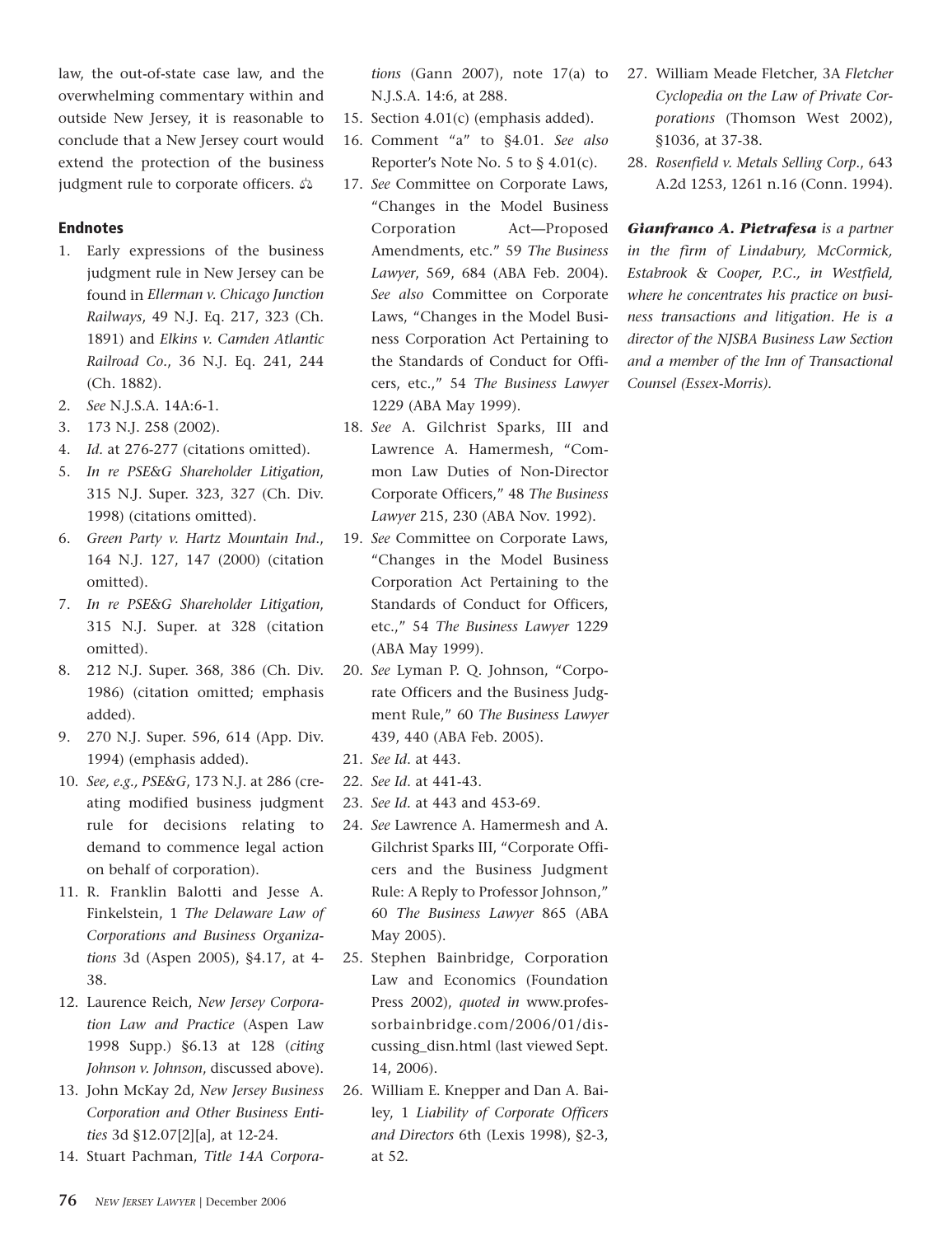law, the out-of-state case law, and the overwhelming commentary within and outside New Jersey, it is reasonable to conclude that a New Jersey court would extend the protection of the business judgment rule to corporate officers. ⚖

## Endnotes

1. Early expressions of the business judgment rule in New Jersey can be found in *Ellerman v. Chicago Junction Railways*, 49 N.J. Eq. 217, 323 (Ch. 1891) and *Elkins v. Camden Atlantic Railroad Co.*, 36 N.J. Eq. 241, 244 (Ch. 1882).
2. *See* N.J.S.A. 14A:6-1.
3. 173 N.J. 258 (2002).
4. *Id.* at 276-277 (citations omitted).
5. *In re PSE&G Shareholder Litigation*, 315 N.J. Super. 323, 327 (Ch. Div. 1998) (citations omitted).
6. *Green Party v. Hartz Mountain Ind.*, 164 N.J. 127, 147 (2000) (citation omitted).
7. *In re PSE&G Shareholder Litigation*, 315 N.J. Super. at 328 (citation omitted).
8. 212 N.J. Super. 368, 386 (Ch. Div. 1986) (citation omitted; emphasis added).
9. 270 N.J. Super. 596, 614 (App. Div. 1994) (emphasis added).
10. *See, e.g., PSE&G*, 173 N.J. at 286 (creating modified business judgment rule for decisions relating to demand to commence legal action on behalf of corporation).
11. R. Franklin Balotti and Jesse A. Finkelstein, 1 *The Delaware Law of Corporations and Business Organizations* 3d (Aspen 2005), §4.17, at 4-38.
12. Laurence Reich, *New Jersey Corporation Law and Practice* (Aspen Law 1998 Supp.) §6.13 at 128 (*citing Johnson v. Johnson*, discussed above).
13. John McKay 2d, *New Jersey Business Corporation and Other Business Entities* 3d §12.07[2][a], at 12-24.
14. Stuart Pachman, *Title 14A Corporations* (Gann 2007), note 17(a) to N.J.S.A. 14:6, at 288.
15. Section 4.01(c) (emphasis added).
16. Comment "a" to §4.01. *See also* Reporter's Note No. 5 to § 4.01(c).
17. *See* Committee on Corporate Laws, "Changes in the Model Business Corporation Act—Proposed Amendments, etc." 59 *The Business Lawyer*, 569, 684 (ABA Feb. 2004). *See also* Committee on Corporate Laws, "Changes in the Model Business Corporation Act Pertaining to the Standards of Conduct for Officers, etc.," 54 *The Business Lawyer* 1229 (ABA May 1999).
18. *See* A. Gilchrist Sparks, III and Lawrence A. Hamermesh, "Common Law Duties of Non-Director Corporate Officers," 48 *The Business Lawyer* 215, 230 (ABA Nov. 1992).
19. *See* Committee on Corporate Laws, "Changes in the Model Business Corporation Act Pertaining to the Standards of Conduct for Officers, etc.," 54 *The Business Lawyer* 1229 (ABA May 1999).
20. *See* Lyman P. Q. Johnson, "Corporate Officers and the Business Judgment Rule," 60 *The Business Lawyer* 439, 440 (ABA Feb. 2005).
21. *See Id.* at 443.
22. *See Id.* at 441-43.
23. *See Id.* at 443 and 453-69.
24. *See* Lawrence A. Hamermesh and A. Gilchrist Sparks III, "Corporate Officers and the Business Judgment Rule: A Reply to Professor Johnson," 60 *The Business Lawyer* 865 (ABA May 2005).
25. Stephen Bainbridge, Corporation Law and Economics (Foundation Press 2002), *quoted in* www.professorbainbridge.com/2006/01/discussing_disn.html (last viewed Sept. 14, 2006).
26. William E. Knepper and Dan A. Bailey, 1 *Liability of Corporate Officers and Directors* 6th (Lexis 1998), §2-3, at 52.
27. William Meade Fletcher, 3A *Fletcher Cyclopedia on the Law of Private Corporations* (Thomson West 2002), §1036, at 37-38.
28. *Rosenfield v. Metals Selling Corp.*, 643 A.2d 1253, 1261 n.16 (Conn. 1994).

***Gianfranco A. Pietrafesa** is a partner in the firm of Lindabury, McCormick, Estabrook & Cooper, P.C., in Westfield, where he concentrates his practice on business transactions and litigation. He is a director of the NJSBA Business Law Section and a member of the Inn of Transactional Counsel (Essex-Morris).*